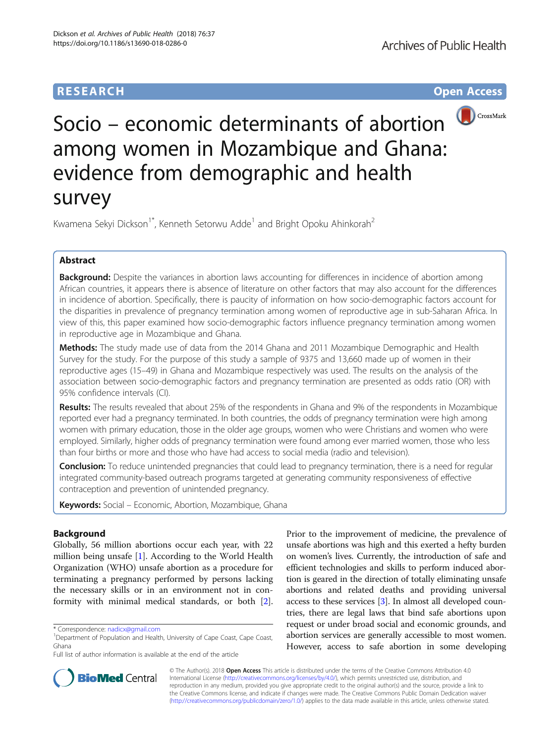RESEARCH

Open Access

# Socio – economic determinants of abortion among women in Mozambique and Ghana: evidence from demographic and health survey

Kwamena Sekyi Dickson[1*], Kenneth Setorwu Adde[1] and Bright Opoku Ahinkorah[2]

## Abstract

**Background:** Despite the variances in abortion laws accounting for differences in incidence of abortion among African countries, it appears there is absence of literature on other factors that may also account for the differences in incidence of abortion. Specifically, there is paucity of information on how socio-demographic factors account for the disparities in prevalence of pregnancy termination among women of reproductive age in sub-Saharan Africa. In view of this, this paper examined how socio-demographic factors influence pregnancy termination among women in reproductive age in Mozambique and Ghana.

**Methods:** The study made use of data from the 2014 Ghana and 2011 Mozambique Demographic and Health Survey for the study. For the purpose of this study a sample of 9375 and 13,660 made up of women in their reproductive ages (15–49) in Ghana and Mozambique respectively was used. The results on the analysis of the association between socio-demographic factors and pregnancy termination are presented as odds ratio (OR) with 95% confidence intervals (CI).

**Results:** The results revealed that about 25% of the respondents in Ghana and 9% of the respondents in Mozambique reported ever had a pregnancy terminated. In both countries, the odds of pregnancy termination were high among women with primary education, those in the older age groups, women who were Christians and women who were employed. Similarly, higher odds of pregnancy termination were found among ever married women, those who less than four births or more and those who have had access to social media (radio and television).

**Conclusion:** To reduce unintended pregnancies that could lead to pregnancy termination, there is a need for regular integrated community-based outreach programs targeted at generating community responsiveness of effective contraception and prevention of unintended pregnancy.

**Keywords:** Social – Economic, Abortion, Mozambique, Ghana

## Background

Globally, 56 million abortions occur each year, with 22 million being unsafe [1]. According to the World Health Organization (WHO) unsafe abortion as a procedure for terminating a pregnancy performed by persons lacking the necessary skills or in an environment not in conformity with minimal medical standards, or both [2]. Prior to the improvement of medicine, the prevalence of unsafe abortions was high and this exerted a hefty burden on women's lives. Currently, the introduction of safe and efficient technologies and skills to perform induced abortion is geared in the direction of totally eliminating unsafe abortions and related deaths and providing universal access to these services [3]. In almost all developed countries, there are legal laws that bind safe abortions upon request or under broad social and economic grounds, and abortion services are generally accessible to most women. However, access to safe abortion in some developing

\* Correspondence: nadicx@gmail.com

[1]Department of Population and Health, University of Cape Coast, Cape Coast, Ghana

Full list of author information is available at the end of the article

© The Author(s). 2018 **Open Access** This article is distributed under the terms of the Creative Commons Attribution 4.0 International License (http://creativecommons.org/licenses/by/4.0/), which permits unrestricted use, distribution, and reproduction in any medium, provided you give appropriate credit to the original author(s) and the source, provide a link to the Creative Commons license, and indicate if changes were made. The Creative Commons Public Domain Dedication waiver (http://creativecommons.org/publicdomain/zero/1.0/) applies to the data made available in this article, unless otherwise stated.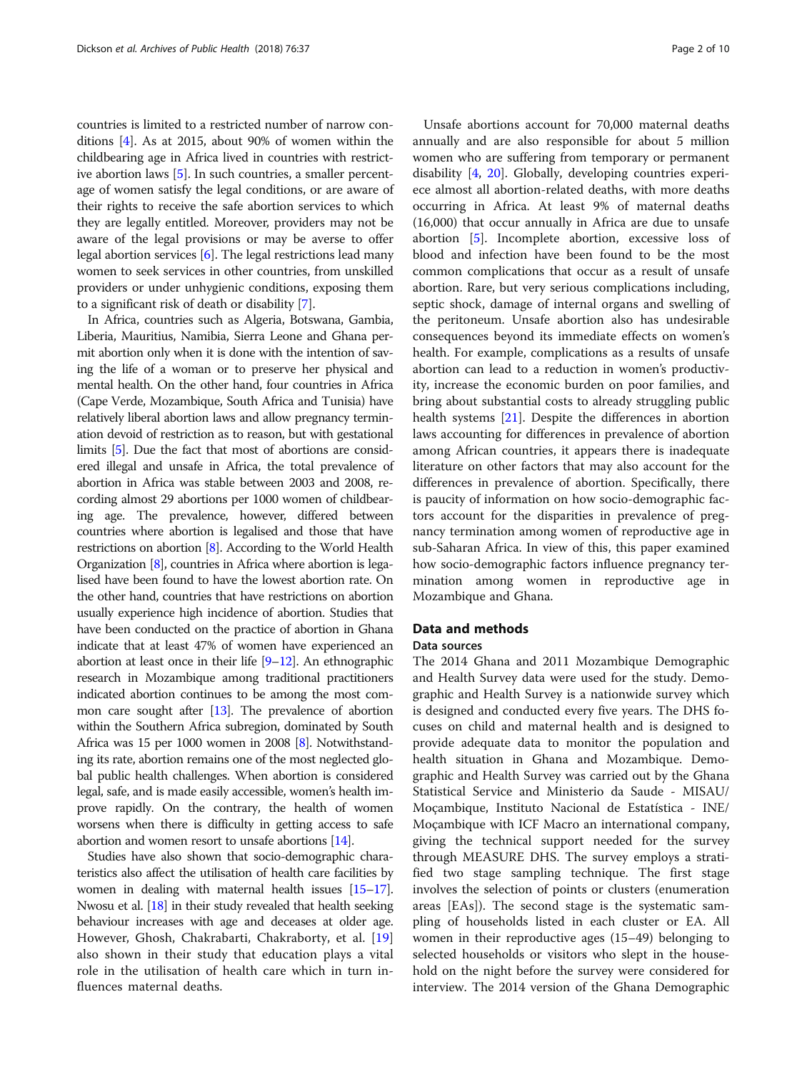countries is limited to a restricted number of narrow conditions [4]. As at 2015, about 90% of women within the childbearing age in Africa lived in countries with restrictive abortion laws [5]. In such countries, a smaller percentage of women satisfy the legal conditions, or are aware of their rights to receive the safe abortion services to which they are legally entitled. Moreover, providers may not be aware of the legal provisions or may be averse to offer legal abortion services [6]. The legal restrictions lead many women to seek services in other countries, from unskilled providers or under unhygienic conditions, exposing them to a significant risk of death or disability [7].

In Africa, countries such as Algeria, Botswana, Gambia, Liberia, Mauritius, Namibia, Sierra Leone and Ghana permit abortion only when it is done with the intention of saving the life of a woman or to preserve her physical and mental health. On the other hand, four countries in Africa (Cape Verde, Mozambique, South Africa and Tunisia) have relatively liberal abortion laws and allow pregnancy termination devoid of restriction as to reason, but with gestational limits [5]. Due the fact that most of abortions are considered illegal and unsafe in Africa, the total prevalence of abortion in Africa was stable between 2003 and 2008, recording almost 29 abortions per 1000 women of childbearing age. The prevalence, however, differed between countries where abortion is legalised and those that have restrictions on abortion [8]. According to the World Health Organization [8], countries in Africa where abortion is legalised have been found to have the lowest abortion rate. On the other hand, countries that have restrictions on abortion usually experience high incidence of abortion. Studies that have been conducted on the practice of abortion in Ghana indicate that at least 47% of women have experienced an abortion at least once in their life [9–12]. An ethnographic research in Mozambique among traditional practitioners indicated abortion continues to be among the most common care sought after [13]. The prevalence of abortion within the Southern Africa subregion, dominated by South Africa was 15 per 1000 women in 2008 [8]. Notwithstanding its rate, abortion remains one of the most neglected global public health challenges. When abortion is considered legal, safe, and is made easily accessible, women's health improve rapidly. On the contrary, the health of women worsens when there is difficulty in getting access to safe abortion and women resort to unsafe abortions [14].

Studies have also shown that socio-demographic characteristics also affect the utilisation of health care facilities by women in dealing with maternal health issues [15–17]. Nwosu et al. [18] in their study revealed that health seeking behaviour increases with age and deceases at older age. However, Ghosh, Chakrabarti, Chakraborty, et al. [19] also shown in their study that education plays a vital role in the utilisation of health care which in turn influences maternal deaths.

Unsafe abortions account for 70,000 maternal deaths annually and are also responsible for about 5 million women who are suffering from temporary or permanent disability [4, 20]. Globally, developing countries experiece almost all abortion-related deaths, with more deaths occurring in Africa. At least 9% of maternal deaths (16,000) that occur annually in Africa are due to unsafe abortion [5]. Incomplete abortion, excessive loss of blood and infection have been found to be the most common complications that occur as a result of unsafe abortion. Rare, but very serious complications including, septic shock, damage of internal organs and swelling of the peritoneum. Unsafe abortion also has undesirable consequences beyond its immediate effects on women's health. For example, complications as a results of unsafe abortion can lead to a reduction in women's productivity, increase the economic burden on poor families, and bring about substantial costs to already struggling public health systems [21]. Despite the differences in abortion laws accounting for differences in prevalence of abortion among African countries, it appears there is inadequate literature on other factors that may also account for the differences in prevalence of abortion. Specifically, there is paucity of information on how socio-demographic factors account for the disparities in prevalence of pregnancy termination among women of reproductive age in sub-Saharan Africa. In view of this, this paper examined how socio-demographic factors influence pregnancy termination among women in reproductive age in Mozambique and Ghana.

## Data and methods

### Data sources

The 2014 Ghana and 2011 Mozambique Demographic and Health Survey data were used for the study. Demographic and Health Survey is a nationwide survey which is designed and conducted every five years. The DHS focuses on child and maternal health and is designed to provide adequate data to monitor the population and health situation in Ghana and Mozambique. Demographic and Health Survey was carried out by the Ghana Statistical Service and Ministerio da Saude - MISAU/Moçambique, Instituto Nacional de Estatística - INE/Moçambique with ICF Macro an international company, giving the technical support needed for the survey through MEASURE DHS. The survey employs a stratified two stage sampling technique. The first stage involves the selection of points or clusters (enumeration areas [EAs]). The second stage is the systematic sampling of households listed in each cluster or EA. All women in their reproductive ages (15–49) belonging to selected households or visitors who slept in the household on the night before the survey were considered for interview. The 2014 version of the Ghana Demographic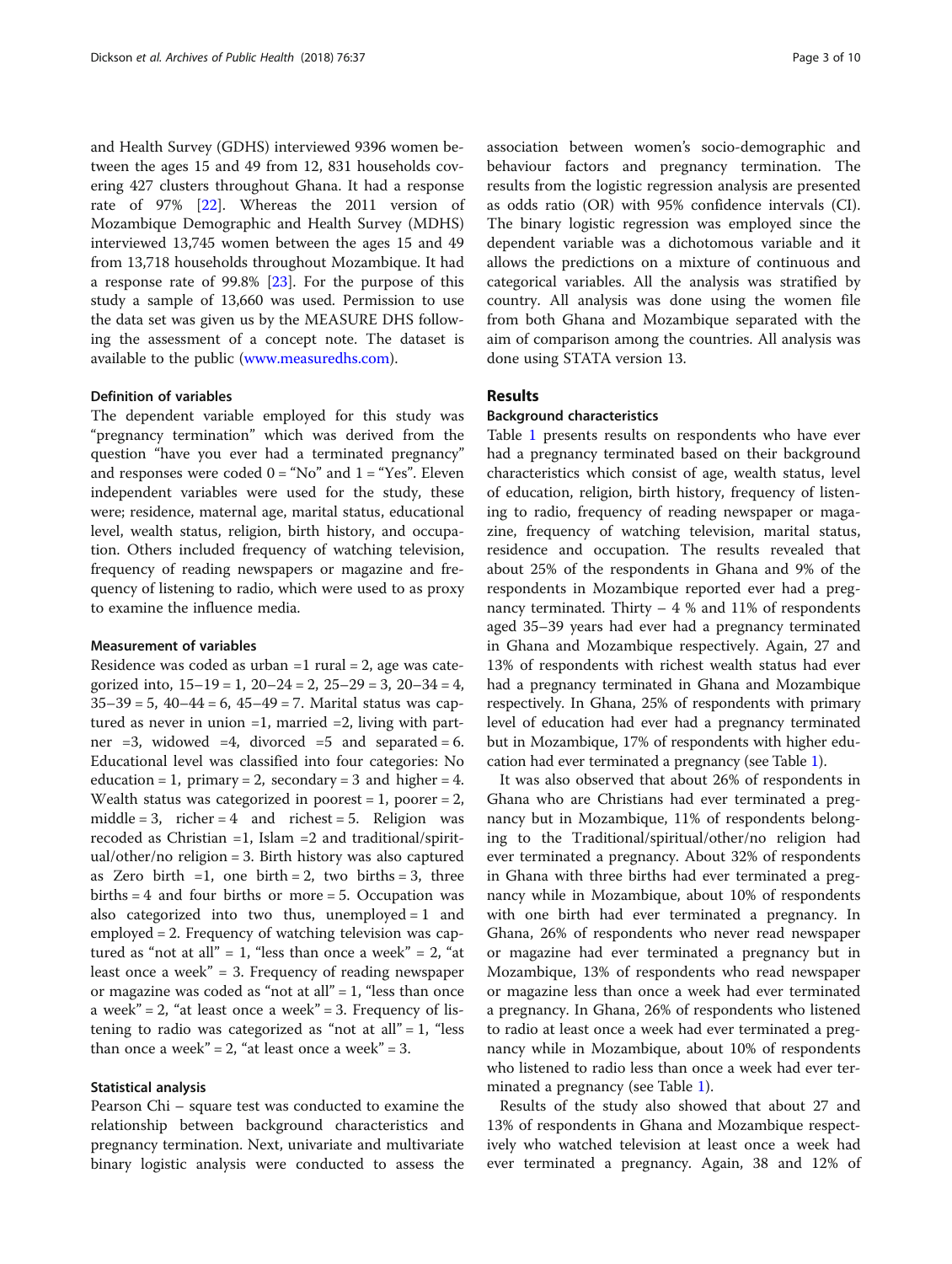and Health Survey (GDHS) interviewed 9396 women between the ages 15 and 49 from 12, 831 households covering 427 clusters throughout Ghana. It had a response rate of 97% [22]. Whereas the 2011 version of Mozambique Demographic and Health Survey (MDHS) interviewed 13,745 women between the ages 15 and 49 from 13,718 households throughout Mozambique. It had a response rate of 99.8% [23]. For the purpose of this study a sample of 13,660 was used. Permission to use the data set was given us by the MEASURE DHS following the assessment of a concept note. The dataset is available to the public (www.measuredhs.com).

### Definition of variables

The dependent variable employed for this study was "pregnancy termination" which was derived from the question "have you ever had a terminated pregnancy" and responses were coded 0 = "No" and 1 = "Yes". Eleven independent variables were used for the study, these were; residence, maternal age, marital status, educational level, wealth status, religion, birth history, and occupation. Others included frequency of watching television, frequency of reading newspapers or magazine and frequency of listening to radio, which were used to as proxy to examine the influence media.

### Measurement of variables

Residence was coded as urban =1 rural = 2, age was categorized into, 15–19 = 1, 20–24 = 2, 25–29 = 3, 20–34 = 4, 35–39 = 5, 40–44 = 6, 45–49 = 7. Marital status was captured as never in union =1, married =2, living with partner =3, widowed =4, divorced =5 and separated = 6. Educational level was classified into four categories: No education = 1, primary = 2, secondary = 3 and higher = 4. Wealth status was categorized in poorest = 1, poorer = 2, middle = 3, richer = 4 and richest = 5. Religion was recoded as Christian =1, Islam =2 and traditional/spiritual/other/no religion = 3. Birth history was also captured as Zero birth =1, one birth = 2, two births = 3, three births = 4 and four births or more = 5. Occupation was also categorized into two thus, unemployed = 1 and employed = 2. Frequency of watching television was captured as "not at all" = 1, "less than once a week" = 2, "at least once a week" = 3. Frequency of reading newspaper or magazine was coded as "not at all" = 1, "less than once a week" = 2, "at least once a week" = 3. Frequency of listening to radio was categorized as "not at all" = 1, "less than once a week" = 2, "at least once a week" = 3.

### Statistical analysis

Pearson Chi – square test was conducted to examine the relationship between background characteristics and pregnancy termination. Next, univariate and multivariate binary logistic analysis were conducted to assess the association between women's socio-demographic and behaviour factors and pregnancy termination. The results from the logistic regression analysis are presented as odds ratio (OR) with 95% confidence intervals (CI). The binary logistic regression was employed since the dependent variable was a dichotomous variable and it allows the predictions on a mixture of continuous and categorical variables. All the analysis was stratified by country. All analysis was done using the women file from both Ghana and Mozambique separated with the aim of comparison among the countries. All analysis was done using STATA version 13.

## Results

### Background characteristics

Table 1 presents results on respondents who have ever had a pregnancy terminated based on their background characteristics which consist of age, wealth status, level of education, religion, birth history, frequency of listening to radio, frequency of reading newspaper or magazine, frequency of watching television, marital status, residence and occupation. The results revealed that about 25% of the respondents in Ghana and 9% of the respondents in Mozambique reported ever had a pregnancy terminated. Thirty – 4 % and 11% of respondents aged 35–39 years had ever had a pregnancy terminated in Ghana and Mozambique respectively. Again, 27 and 13% of respondents with richest wealth status had ever had a pregnancy terminated in Ghana and Mozambique respectively. In Ghana, 25% of respondents with primary level of education had ever had a pregnancy terminated but in Mozambique, 17% of respondents with higher education had ever terminated a pregnancy (see Table 1).

It was also observed that about 26% of respondents in Ghana who are Christians had ever terminated a pregnancy but in Mozambique, 11% of respondents belonging to the Traditional/spiritual/other/no religion had ever terminated a pregnancy. About 32% of respondents in Ghana with three births had ever terminated a pregnancy while in Mozambique, about 10% of respondents with one birth had ever terminated a pregnancy. In Ghana, 26% of respondents who never read newspaper or magazine had ever terminated a pregnancy but in Mozambique, 13% of respondents who read newspaper or magazine less than once a week had ever terminated a pregnancy. In Ghana, 26% of respondents who listened to radio at least once a week had ever terminated a pregnancy while in Mozambique, about 10% of respondents who listened to radio less than once a week had ever terminated a pregnancy (see Table 1).

Results of the study also showed that about 27 and 13% of respondents in Ghana and Mozambique respectively who watched television at least once a week had ever terminated a pregnancy. Again, 38 and 12% of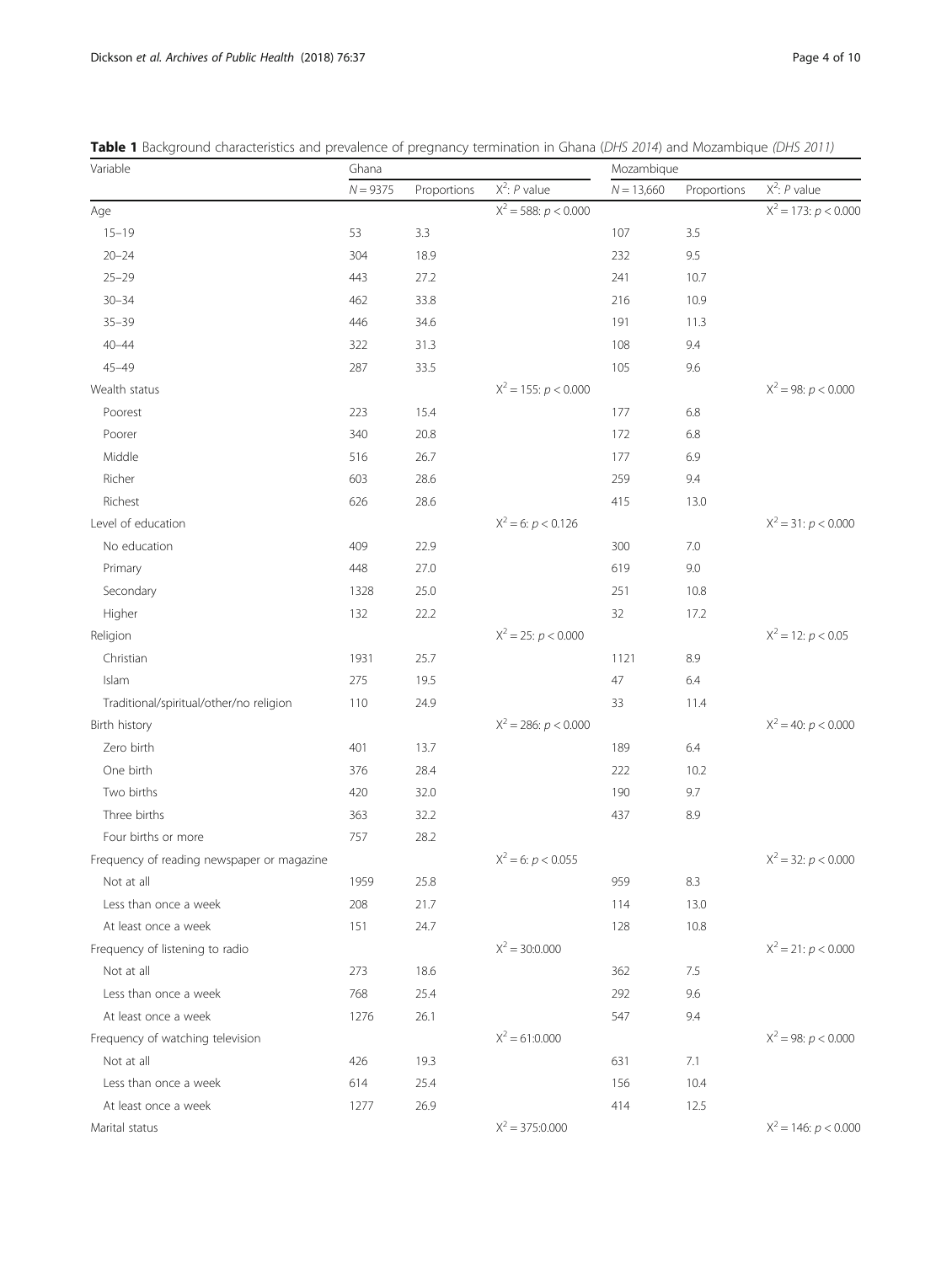**Table 1** Background characteristics and prevalence of pregnancy termination in Ghana (*DHS 2014*) and Mozambique *(DHS 2011)*

| Variable | Ghana | | | Mozambique | | |
|---|---|---|---|---|---|---|
| | $N = 9375$ | Proportions | $X^2$: $P$ value | $N = 13,660$ | Proportions | $X^2$: $P$ value |
| Age | | | $X^2 = 588$: $p < 0.000$ | | | $X^2 = 173$: $p < 0.000$ |
| 15–19 | 53 | 3.3 | | 107 | 3.5 | |
| 20–24 | 304 | 18.9 | | 232 | 9.5 | |
| 25–29 | 443 | 27.2 | | 241 | 10.7 | |
| 30–34 | 462 | 33.8 | | 216 | 10.9 | |
| 35–39 | 446 | 34.6 | | 191 | 11.3 | |
| 40–44 | 322 | 31.3 | | 108 | 9.4 | |
| 45–49 | 287 | 33.5 | | 105 | 9.6 | |
| Wealth status | | | $X^2 = 155$: $p < 0.000$ | | | $X^2 = 98$: $p < 0.000$ |
| Poorest | 223 | 15.4 | | 177 | 6.8 | |
| Poorer | 340 | 20.8 | | 172 | 6.8 | |
| Middle | 516 | 26.7 | | 177 | 6.9 | |
| Richer | 603 | 28.6 | | 259 | 9.4 | |
| Richest | 626 | 28.6 | | 415 | 13.0 | |
| Level of education | | | $X^2 = 6$: $p < 0.126$ | | | $X^2 = 31$: $p < 0.000$ |
| No education | 409 | 22.9 | | 300 | 7.0 | |
| Primary | 448 | 27.0 | | 619 | 9.0 | |
| Secondary | 1328 | 25.0 | | 251 | 10.8 | |
| Higher | 132 | 22.2 | | 32 | 17.2 | |
| Religion | | | $X^2 = 25$: $p < 0.000$ | | | $X^2 = 12$: $p < 0.05$ |
| Christian | 1931 | 25.7 | | 1121 | 8.9 | |
| Islam | 275 | 19.5 | | 47 | 6.4 | |
| Traditional/spiritual/other/no religion | 110 | 24.9 | | 33 | 11.4 | |
| Birth history | | | $X^2 = 286$: $p < 0.000$ | | | $X^2 = 40$: $p < 0.000$ |
| Zero birth | 401 | 13.7 | | 189 | 6.4 | |
| One birth | 376 | 28.4 | | 222 | 10.2 | |
| Two births | 420 | 32.0 | | 190 | 9.7 | |
| Three births | 363 | 32.2 | | 437 | 8.9 | |
| Four births or more | 757 | 28.2 | | | | |
| Frequency of reading newspaper or magazine | | | $X^2 = 6$: $p < 0.055$ | | | $X^2 = 32$: $p < 0.000$ |
| Not at all | 1959 | 25.8 | | 959 | 8.3 | |
| Less than once a week | 208 | 21.7 | | 114 | 13.0 | |
| At least once a week | 151 | 24.7 | | 128 | 10.8 | |
| Frequency of listening to radio | | | $X^2 = 30$:0.000 | | | $X^2 = 21$: $p < 0.000$ |
| Not at all | 273 | 18.6 | | 362 | 7.5 | |
| Less than once a week | 768 | 25.4 | | 292 | 9.6 | |
| At least once a week | 1276 | 26.1 | | 547 | 9.4 | |
| Frequency of watching television | | | $X^2 = 61$:0.000 | | | $X^2 = 98$: $p < 0.000$ |
| Not at all | 426 | 19.3 | | 631 | 7.1 | |
| Less than once a week | 614 | 25.4 | | 156 | 10.4 | |
| At least once a week | 1277 | 26.9 | | 414 | 12.5 | |
| Marital status | | | $X^2 = 375$:0.000 | | | $X^2 = 146$: $p < 0.000$ |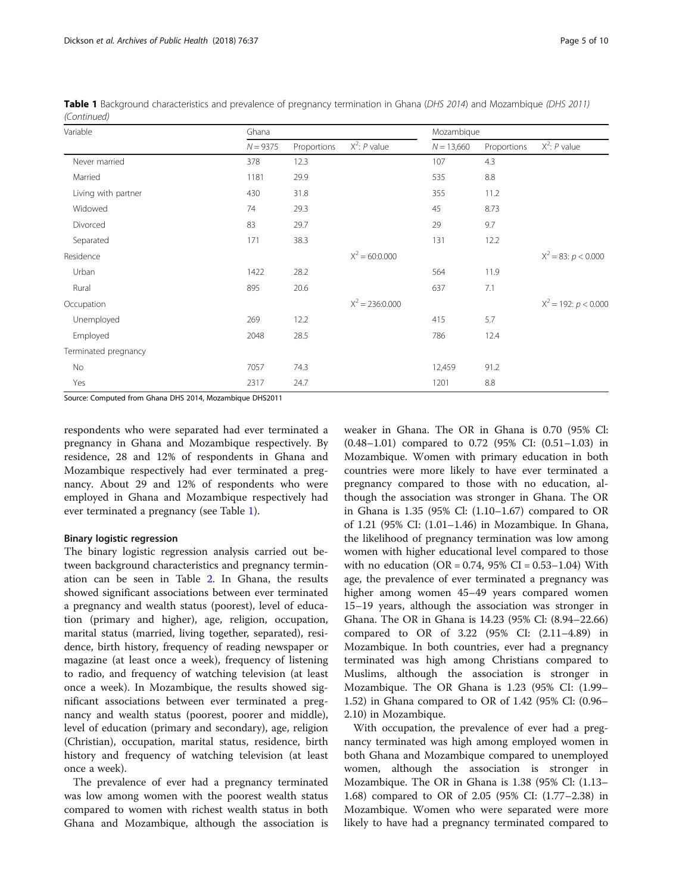**Table 1** Background characteristics and prevalence of pregnancy termination in Ghana (*DHS 2014*) and Mozambique (*DHS 2011*) (*Continued*)

| Variable | Ghana | | | Mozambique | | |
|---|---|---|---|---|---|---|
| | $N = 9375$ | Proportions | $X^2$: $P$ value | $N = 13,660$ | Proportions | $X^2$: $P$ value |
| Never married | 378 | 12.3 | | 107 | 4.3 | |
| Married | 1181 | 29.9 | | 535 | 8.8 | |
| Living with partner | 430 | 31.8 | | 355 | 11.2 | |
| Widowed | 74 | 29.3 | | 45 | 8.73 | |
| Divorced | 83 | 29.7 | | 29 | 9.7 | |
| Separated | 171 | 38.3 | | 131 | 12.2 | |
| Residence | | | $X^2 = 60$:0.000 | | | $X^2 = 83$: $p < 0.000$ |
| Urban | 1422 | 28.2 | | 564 | 11.9 | |
| Rural | 895 | 20.6 | | 637 | 7.1 | |
| Occupation | | | $X^2 = 236$:0.000 | | | $X^2 = 192$: $p < 0.000$ |
| Unemployed | 269 | 12.2 | | 415 | 5.7 | |
| Employed | 2048 | 28.5 | | 786 | 12.4 | |
| Terminated pregnancy | | | | | | |
| No | 7057 | 74.3 | | 12,459 | 91.2 | |
| Yes | 2317 | 24.7 | | 1201 | 8.8 | |

Source: Computed from Ghana DHS 2014, Mozambique DHS2011

respondents who were separated had ever terminated a pregnancy in Ghana and Mozambique respectively. By residence, 28 and 12% of respondents in Ghana and Mozambique respectively had ever terminated a pregnancy. About 29 and 12% of respondents who were employed in Ghana and Mozambique respectively had ever terminated a pregnancy (see Table 1).

### Binary logistic regression

The binary logistic regression analysis carried out between background characteristics and pregnancy termination can be seen in Table 2. In Ghana, the results showed significant associations between ever terminated a pregnancy and wealth status (poorest), level of education (primary and higher), age, religion, occupation, marital status (married, living together, separated), residence, birth history, frequency of reading newspaper or magazine (at least once a week), frequency of listening to radio, and frequency of watching television (at least once a week). In Mozambique, the results showed significant associations between ever terminated a pregnancy and wealth status (poorest, poorer and middle), level of education (primary and secondary), age, religion (Christian), occupation, marital status, residence, birth history and frequency of watching television (at least once a week).

The prevalence of ever had a pregnancy terminated was low among women with the poorest wealth status compared to women with richest wealth status in both Ghana and Mozambique, although the association is weaker in Ghana. The OR in Ghana is 0.70 (95% Cl: (0.48–1.01) compared to 0.72 (95% CI: (0.51–1.03) in Mozambique. Women with primary education in both countries were more likely to have ever terminated a pregnancy compared to those with no education, although the association was stronger in Ghana. The OR in Ghana is 1.35 (95% Cl: (1.10–1.67) compared to OR of 1.21 (95% CI: (1.01–1.46) in Mozambique. In Ghana, the likelihood of pregnancy termination was low among women with higher educational level compared to those with no education (OR = 0.74, 95% CI = 0.53–1.04) With age, the prevalence of ever terminated a pregnancy was higher among women 45–49 years compared women 15–19 years, although the association was stronger in Ghana. The OR in Ghana is 14.23 (95% Cl: (8.94–22.66) compared to OR of 3.22 (95% CI: (2.11–4.89) in Mozambique. In both countries, ever had a pregnancy terminated was high among Christians compared to Muslims, although the association is stronger in Mozambique. The OR Ghana is 1.23 (95% Cl: (1.99–1.52) in Ghana compared to OR of 1.42 (95% Cl: (0.96–2.10) in Mozambique.

With occupation, the prevalence of ever had a pregnancy terminated was high among employed women in both Ghana and Mozambique compared to unemployed women, although the association is stronger in Mozambique. The OR in Ghana is 1.38 (95% Cl: (1.13–1.68) compared to OR of 2.05 (95% CI: (1.77–2.38) in Mozambique. Women who were separated were more likely to have had a pregnancy terminated compared to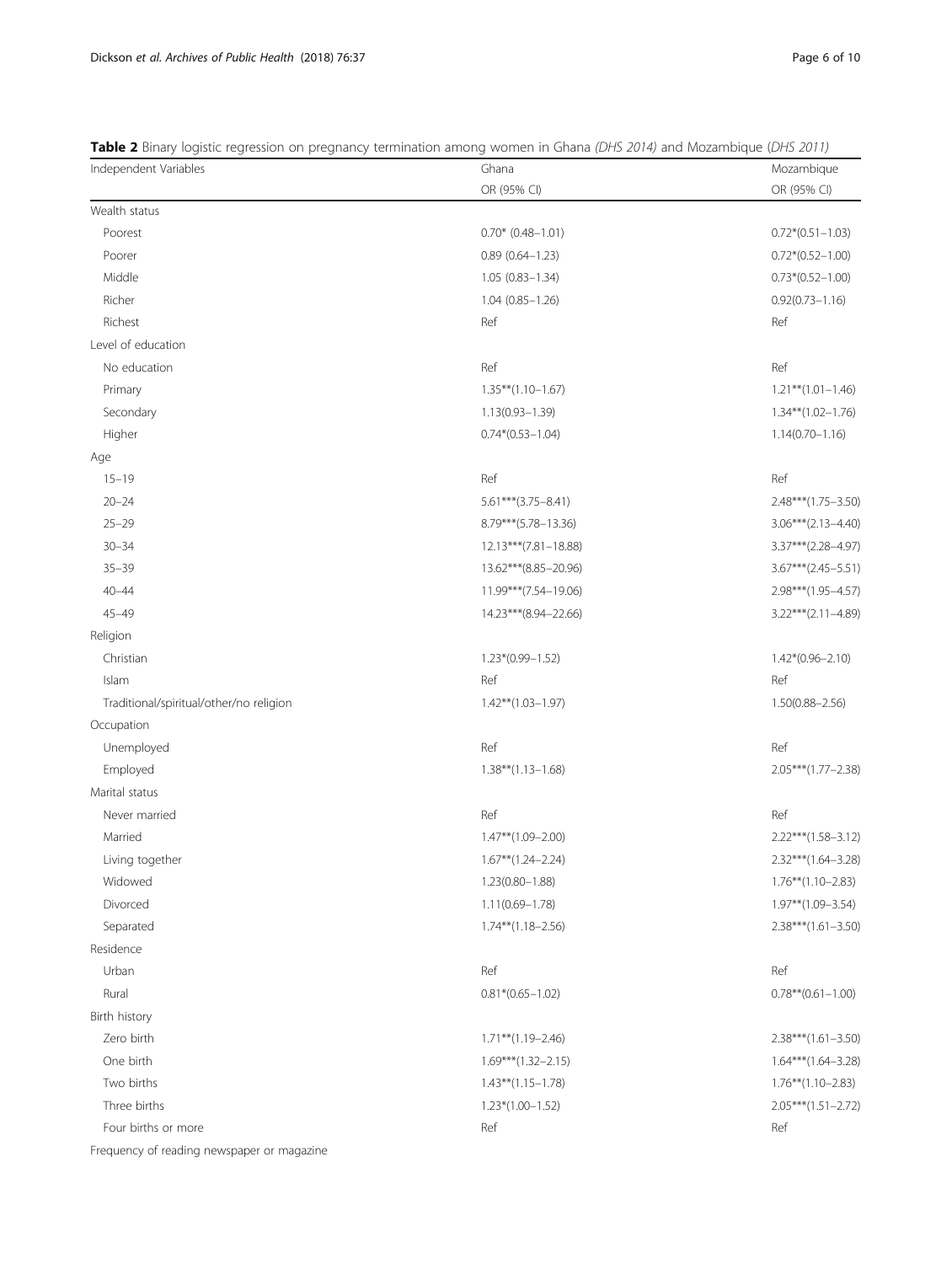**Table 2** Binary logistic regression on pregnancy termination among women in Ghana *(DHS 2014)* and Mozambique (*DHS 2011)*

| Independent Variables | Ghana | Mozambique |
|---|---|---|
| | OR (95% CI) | OR (95% CI) |
| Wealth status | | |
| Poorest | 0.70* (0.48–1.01) | 0.72*(0.51–1.03) |
| Poorer | 0.89 (0.64–1.23) | 0.72*(0.52–1.00) |
| Middle | 1.05 (0.83–1.34) | 0.73*(0.52–1.00) |
| Richer | 1.04 (0.85–1.26) | 0.92(0.73–1.16) |
| Richest | Ref | Ref |
| Level of education | | |
| No education | Ref | Ref |
| Primary | 1.35**(1.10–1.67) | 1.21**(1.01–1.46) |
| Secondary | 1.13(0.93–1.39) | 1.34**(1.02–1.76) |
| Higher | 0.74*(0.53–1.04) | 1.14(0.70–1.16) |
| Age | | |
| 15–19 | Ref | Ref |
| 20–24 | 5.61***(3.75–8.41) | 2.48***(1.75–3.50) |
| 25–29 | 8.79***(5.78–13.36) | 3.06***(2.13–4.40) |
| 30–34 | 12.13***(7.81–18.88) | 3.37***(2.28–4.97) |
| 35–39 | 13.62***(8.85–20.96) | 3.67***(2.45–5.51) |
| 40–44 | 11.99***(7.54–19.06) | 2.98***(1.95–4.57) |
| 45–49 | 14.23***(8.94–22.66) | 3.22***(2.11–4.89) |
| Religion | | |
| Christian | 1.23*(0.99–1.52) | 1.42*(0.96–2.10) |
| Islam | Ref | Ref |
| Traditional/spiritual/other/no religion | 1.42**(1.03–1.97) | 1.50(0.88–2.56) |
| Occupation | | |
| Unemployed | Ref | Ref |
| Employed | 1.38**(1.13–1.68) | 2.05***(1.77–2.38) |
| Marital status | | |
| Never married | Ref | Ref |
| Married | 1.47**(1.09–2.00) | 2.22***(1.58–3.12) |
| Living together | 1.67**(1.24–2.24) | 2.32***(1.64–3.28) |
| Widowed | 1.23(0.80–1.88) | 1.76**(1.10–2.83) |
| Divorced | 1.11(0.69–1.78) | 1.97**(1.09–3.54) |
| Separated | 1.74**(1.18–2.56) | 2.38***(1.61–3.50) |
| Residence | | |
| Urban | Ref | Ref |
| Rural | 0.81*(0.65–1.02) | 0.78**(0.61–1.00) |
| Birth history | | |
| Zero birth | 1.71**(1.19–2.46) | 2.38***(1.61–3.50) |
| One birth | 1.69***(1.32–2.15) | 1.64***(1.64–3.28) |
| Two births | 1.43**(1.15–1.78) | 1.76**(1.10–2.83) |
| Three births | 1.23*(1.00–1.52) | 2.05***(1.51–2.72) |
| Four births or more | Ref | Ref |
| Frequency of reading newspaper or magazine | | |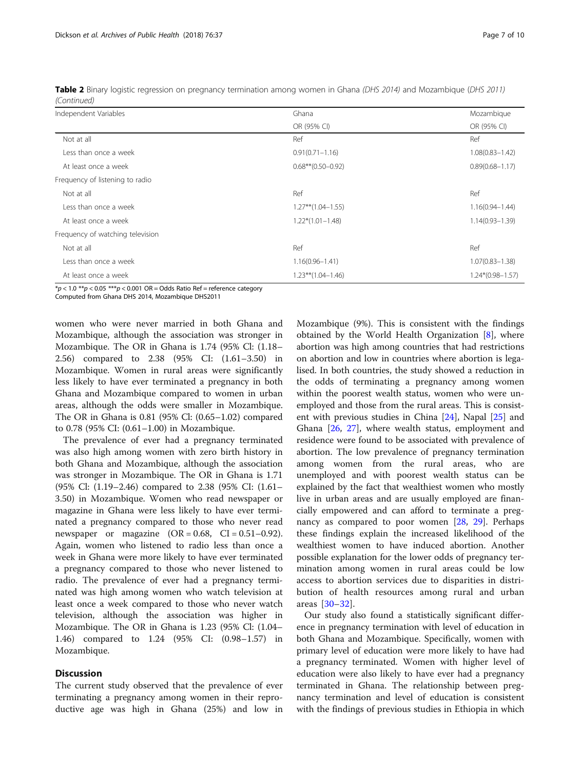**Table 2** Binary logistic regression on pregnancy termination among women in Ghana *(DHS 2014)* and Mozambique *(DHS 2011)* *(Continued)*

| Independent Variables | Ghana | Mozambique |
| --- | --- | --- |
| | OR (95% CI) | OR (95% CI) |
| Not at all | Ref | Ref |
| Less than once a week | 0.91(0.71–1.16) | 1.08(0.83–1.42) |
| At least once a week | 0.68**(0.50–0.92) | 0.89(0.68–1.17) |
| Frequency of listening to radio | | |
| Not at all | Ref | Ref |
| Less than once a week | 1.27**(1.04–1.55) | 1.16(0.94–1.44) |
| At least once a week | 1.22*(1.01–1.48) | 1.14(0.93–1.39) |
| Frequency of watching television | | |
| Not at all | Ref | Ref |
| Less than once a week | 1.16(0.96–1.41) | 1.07(0.83–1.38) |
| At least once a week | 1.23**(1.04–1.46) | 1.24*(0.98–1.57) |

*$p < 1.0$ **$p < 0.05$ ***$p < 0.001$ OR = Odds Ratio Ref = reference category
Computed from Ghana DHS 2014, Mozambique DHS2011

women who were never married in both Ghana and Mozambique, although the association was stronger in Mozambique. The OR in Ghana is 1.74 (95% Cl: (1.18–2.56) compared to 2.38 (95% CI: (1.61–3.50) in Mozambique. Women in rural areas were significantly less likely to have ever terminated a pregnancy in both Ghana and Mozambique compared to women in urban areas, although the odds were smaller in Mozambique. The OR in Ghana is 0.81 (95% Cl: (0.65–1.02) compared to 0.78 (95% CI: (0.61–1.00) in Mozambique.

The prevalence of ever had a pregnancy terminated was also high among women with zero birth history in both Ghana and Mozambique, although the association was stronger in Mozambique. The OR in Ghana is 1.71 (95% Cl: (1.19–2.46) compared to 2.38 (95% CI: (1.61–3.50) in Mozambique. Women who read newspaper or magazine in Ghana were less likely to have ever terminated a pregnancy compared to those who never read newspaper or magazine (OR = 0.68, CI = 0.51–0.92). Again, women who listened to radio less than once a week in Ghana were more likely to have ever terminated a pregnancy compared to those who never listened to radio. The prevalence of ever had a pregnancy terminated was high among women who watch television at least once a week compared to those who never watch television, although the association was higher in Mozambique. The OR in Ghana is 1.23 (95% Cl: (1.04–1.46) compared to 1.24 (95% CI: (0.98–1.57) in Mozambique.

## Discussion

The current study observed that the prevalence of ever terminating a pregnancy among women in their reproductive age was high in Ghana (25%) and low in Mozambique (9%). This is consistent with the findings obtained by the World Health Organization [8], where abortion was high among countries that had restrictions on abortion and low in countries where abortion is legalised. In both countries, the study showed a reduction in the odds of terminating a pregnancy among women within the poorest wealth status, women who were unemployed and those from the rural areas. This is consistent with previous studies in China [24], Napal [25] and Ghana [26, 27], where wealth status, employment and residence were found to be associated with prevalence of abortion. The low prevalence of pregnancy termination among women from the rural areas, who are unemployed and with poorest wealth status can be explained by the fact that wealthiest women who mostly live in urban areas and are usually employed are financially empowered and can afford to terminate a pregnancy as compared to poor women [28, 29]. Perhaps these findings explain the increased likelihood of the wealthiest women to have induced abortion. Another possible explanation for the lower odds of pregnancy termination among women in rural areas could be low access to abortion services due to disparities in distribution of health resources among rural and urban areas [30–32].

Our study also found a statistically significant difference in pregnancy termination with level of education in both Ghana and Mozambique. Specifically, women with primary level of education were more likely to have had a pregnancy terminated. Women with higher level of education were also likely to have ever had a pregnancy terminated in Ghana. The relationship between pregnancy termination and level of education is consistent with the findings of previous studies in Ethiopia in which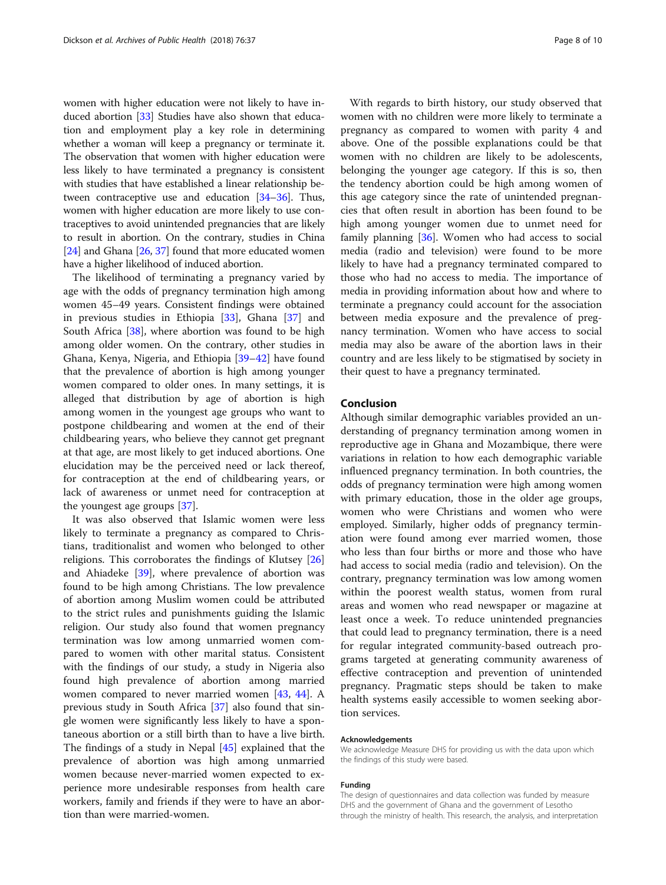women with higher education were not likely to have induced abortion [33] Studies have also shown that education and employment play a key role in determining whether a woman will keep a pregnancy or terminate it. The observation that women with higher education were less likely to have terminated a pregnancy is consistent with studies that have established a linear relationship between contraceptive use and education [34–36]. Thus, women with higher education are more likely to use contraceptives to avoid unintended pregnancies that are likely to result in abortion. On the contrary, studies in China [24] and Ghana [26, 37] found that more educated women have a higher likelihood of induced abortion.

The likelihood of terminating a pregnancy varied by age with the odds of pregnancy termination high among women 45–49 years. Consistent findings were obtained in previous studies in Ethiopia [33], Ghana [37] and South Africa [38], where abortion was found to be high among older women. On the contrary, other studies in Ghana, Kenya, Nigeria, and Ethiopia [39–42] have found that the prevalence of abortion is high among younger women compared to older ones. In many settings, it is alleged that distribution by age of abortion is high among women in the youngest age groups who want to postpone childbearing and women at the end of their childbearing years, who believe they cannot get pregnant at that age, are most likely to get induced abortions. One elucidation may be the perceived need or lack thereof, for contraception at the end of childbearing years, or lack of awareness or unmet need for contraception at the youngest age groups [37].

It was also observed that Islamic women were less likely to terminate a pregnancy as compared to Christians, traditionalist and women who belonged to other religions. This corroborates the findings of Klutsey [26] and Ahiadeke [39], where prevalence of abortion was found to be high among Christians. The low prevalence of abortion among Muslim women could be attributed to the strict rules and punishments guiding the Islamic religion. Our study also found that women pregnancy termination was low among unmarried women compared to women with other marital status. Consistent with the findings of our study, a study in Nigeria also found high prevalence of abortion among married women compared to never married women [43, 44]. A previous study in South Africa [37] also found that single women were significantly less likely to have a spontaneous abortion or a still birth than to have a live birth. The findings of a study in Nepal [45] explained that the prevalence of abortion was high among unmarried women because never-married women expected to experience more undesirable responses from health care workers, family and friends if they were to have an abortion than were married-women.

With regards to birth history, our study observed that women with no children were more likely to terminate a pregnancy as compared to women with parity 4 and above. One of the possible explanations could be that women with no children are likely to be adolescents, belonging the younger age category. If this is so, then the tendency abortion could be high among women of this age category since the rate of unintended pregnancies that often result in abortion has been found to be high among younger women due to unmet need for family planning [36]. Women who had access to social media (radio and television) were found to be more likely to have had a pregnancy terminated compared to those who had no access to media. The importance of media in providing information about how and where to terminate a pregnancy could account for the association between media exposure and the prevalence of pregnancy termination. Women who have access to social media may also be aware of the abortion laws in their country and are less likely to be stigmatised by society in their quest to have a pregnancy terminated.

## Conclusion

Although similar demographic variables provided an understanding of pregnancy termination among women in reproductive age in Ghana and Mozambique, there were variations in relation to how each demographic variable influenced pregnancy termination. In both countries, the odds of pregnancy termination were high among women with primary education, those in the older age groups, women who were Christians and women who were employed. Similarly, higher odds of pregnancy termination were found among ever married women, those who less than four births or more and those who have had access to social media (radio and television). On the contrary, pregnancy termination was low among women within the poorest wealth status, women from rural areas and women who read newspaper or magazine at least once a week. To reduce unintended pregnancies that could lead to pregnancy termination, there is a need for regular integrated community-based outreach programs targeted at generating community awareness of effective contraception and prevention of unintended pregnancy. Pragmatic steps should be taken to make health systems easily accessible to women seeking abortion services.

#### Acknowledgements

We acknowledge Measure DHS for providing us with the data upon which the findings of this study were based.

#### Funding

The design of questionnaires and data collection was funded by measure DHS and the government of Ghana and the government of Lesotho through the ministry of health. This research, the analysis, and interpretation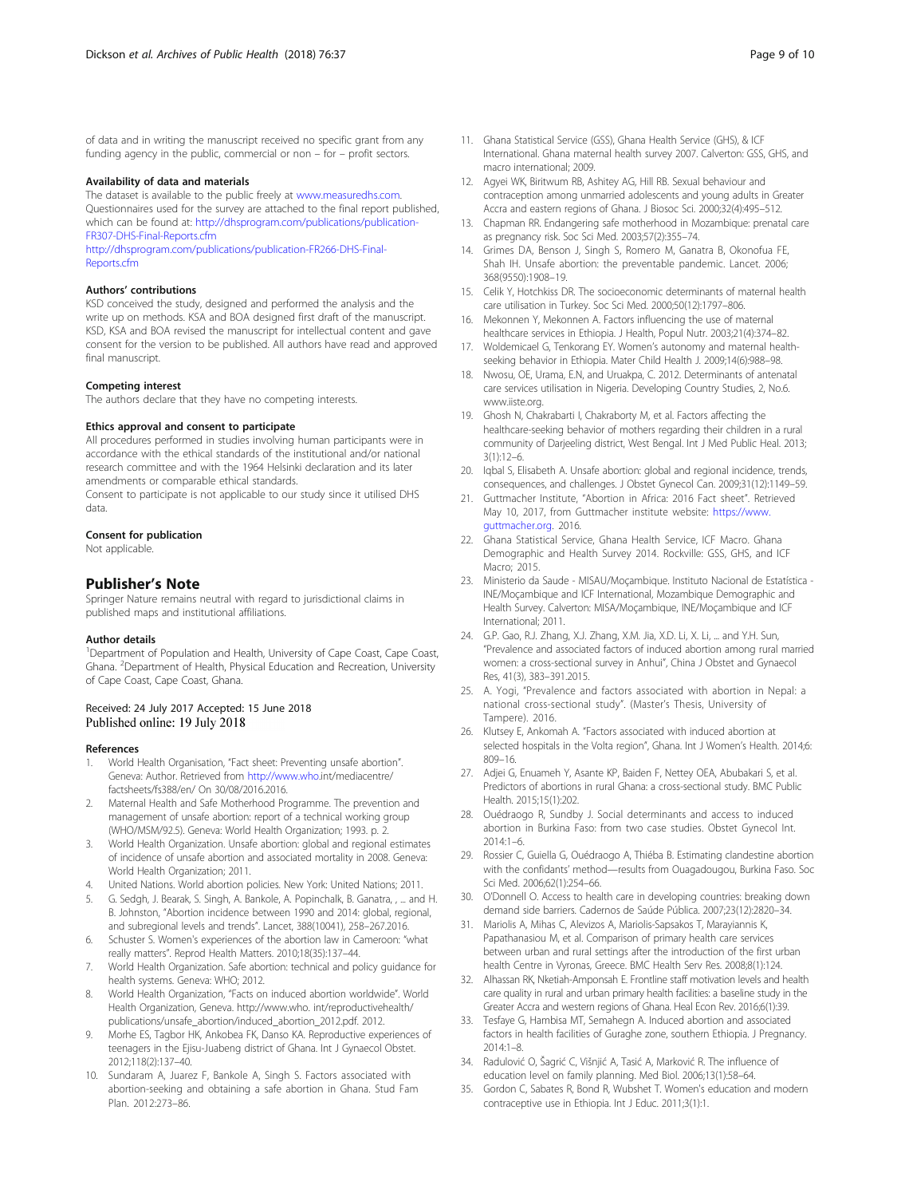of data and in writing the manuscript received no specific grant from any funding agency in the public, commercial or non – for – profit sectors.

#### Availability of data and materials

The dataset is available to the public freely at www.measuredhs.com. Questionnaires used for the survey are attached to the final report published, which can be found at: http://dhsprogram.com/publications/publication-FR307-DHS-Final-Reports.cfm
http://dhsprogram.com/publications/publication-FR266-DHS-Final-Reports.cfm

#### Authors' contributions

KSD conceived the study, designed and performed the analysis and the write up on methods. KSA and BOA designed first draft of the manuscript. KSD, KSA and BOA revised the manuscript for intellectual content and gave consent for the version to be published. All authors have read and approved final manuscript.

#### Competing interest

The authors declare that they have no competing interests.

#### Ethics approval and consent to participate

All procedures performed in studies involving human participants were in accordance with the ethical standards of the institutional and/or national research committee and with the 1964 Helsinki declaration and its later amendments or comparable ethical standards.
Consent to participate is not applicable to our study since it utilised DHS data.

#### Consent for publication

Not applicable.

## Publisher's Note

Springer Nature remains neutral with regard to jurisdictional claims in published maps and institutional affiliations.

#### Author details

[1]Department of Population and Health, University of Cape Coast, Cape Coast, Ghana. [2]Department of Health, Physical Education and Recreation, University of Cape Coast, Cape Coast, Ghana.

Received: 24 July 2017 Accepted: 15 June 2018
Published online: 19 July 2018

#### References

1. World Health Organisation, "Fact sheet: Preventing unsafe abortion". Geneva: Author. Retrieved from http://www.who.int/mediacentre/factsheets/fs388/en/ On 30/08/2016.2016.
2. Maternal Health and Safe Motherhood Programme. The prevention and management of unsafe abortion: report of a technical working group (WHO/MSM/92.5). Geneva: World Health Organization; 1993. p. 2.
3. World Health Organization. Unsafe abortion: global and regional estimates of incidence of unsafe abortion and associated mortality in 2008. Geneva: World Health Organization; 2011.
4. United Nations. World abortion policies. New York: United Nations; 2011.
5. G. Sedgh, J. Bearak, S. Singh, A. Bankole, A. Popinchalk, B. Ganatra, , ... and H. B. Johnston, "Abortion incidence between 1990 and 2014: global, regional, and subregional levels and trends". Lancet, 388(10041), 258–267.2016.
6. Schuster S. Women's experiences of the abortion law in Cameroon: "what really matters". Reprod Health Matters. 2010;18(35):137–44.
7. World Health Organization. Safe abortion: technical and policy guidance for health systems. Geneva: WHO; 2012.
8. World Health Organization, "Facts on induced abortion worldwide". World Health Organization, Geneva. http://www.who. int/reproductivehealth/publications/unsafe_abortion/induced_abortion_2012.pdf. 2012.
9. Morhe ES, Tagbor HK, Ankobea FK, Danso KA. Reproductive experiences of teenagers in the Ejisu-Juabeng district of Ghana. Int J Gynaecol Obstet. 2012;118(2):137–40.
10. Sundaram A, Juarez F, Bankole A, Singh S. Factors associated with abortion-seeking and obtaining a safe abortion in Ghana. Stud Fam Plan. 2012:273–86.
11. Ghana Statistical Service (GSS), Ghana Health Service (GHS), & ICF International. Ghana maternal health survey 2007. Calverton: GSS, GHS, and macro international; 2009.
12. Agyei WK, Biritwum RB, Ashitey AG, Hill RB. Sexual behaviour and contraception among unmarried adolescents and young adults in Greater Accra and eastern regions of Ghana. J Biosoc Sci. 2000;32(4):495–512.
13. Chapman RR. Endangering safe motherhood in Mozambique: prenatal care as pregnancy risk. Soc Sci Med. 2003;57(2):355–74.
14. Grimes DA, Benson J, Singh S, Romero M, Ganatra B, Okonofua FE, Shah IH. Unsafe abortion: the preventable pandemic. Lancet. 2006; 368(9550):1908–19.
15. Celik Y, Hotchkiss DR. The socioeconomic determinants of maternal health care utilisation in Turkey. Soc Sci Med. 2000;50(12):1797–806.
16. Mekonnen Y, Mekonnen A. Factors influencing the use of maternal healthcare services in Ethiopia. J Health, Popul Nutr. 2003;21(4):374–82.
17. Woldemicael G, Tenkorang EY. Women's autonomy and maternal health-seeking behavior in Ethiopia. Mater Child Health J. 2009;14(6):988–98.
18. Nwosu, OE, Urama, E.N, and Uruakpa, C. 2012. Determinants of antenatal care services utilisation in Nigeria. Developing Country Studies, 2, No.6. www.iiste.org.
19. Ghosh N, Chakrabarti I, Chakraborty M, et al. Factors affecting the healthcare-seeking behavior of mothers regarding their children in a rural community of Darjeeling district, West Bengal. Int J Med Public Heal. 2013; 3(1):12–6.
20. Iqbal S, Elisabeth A. Unsafe abortion: global and regional incidence, trends, consequences, and challenges. J Obstet Gynecol Can. 2009;31(12):1149–59.
21. Guttmacher Institute, "Abortion in Africa: 2016 Fact sheet". Retrieved May 10, 2017, from Guttmacher institute website: https://www.guttmacher.org. 2016.
22. Ghana Statistical Service, Ghana Health Service, ICF Macro. Ghana Demographic and Health Survey 2014. Rockville: GSS, GHS, and ICF Macro; 2015.
23. Ministerio da Saude - MISAU/Moçambique. Instituto Nacional de Estatística - INE/Moçambique and ICF International, Mozambique Demographic and Health Survey. Calverton: MISA/Moçambique, INE/Moçambique and ICF International; 2011.
24. G.P. Gao, R.J. Zhang, X.J. Zhang, X.M. Jia, X.D. Li, X. Li, ... and Y.H. Sun, "Prevalence and associated factors of induced abortion among rural married women: a cross-sectional survey in Anhui", China J Obstet and Gynaecol Res, 41(3), 383–391.2015.
25. A. Yogi, "Prevalence and factors associated with abortion in Nepal: a national cross-sectional study". (Master's Thesis, University of Tampere). 2016.
26. Klutsey E, Ankomah A. "Factors associated with induced abortion at selected hospitals in the Volta region", Ghana. Int J Women's Health. 2014;6: 809–16.
27. Adjei G, Enuameh Y, Asante KP, Baiden F, Nettey OEA, Abubakari S, et al. Predictors of abortions in rural Ghana: a cross-sectional study. BMC Public Health. 2015;15(1):202.
28. Ouédraogo R, Sundby J. Social determinants and access to induced abortion in Burkina Faso: from two case studies. Obstet Gynecol Int. 2014:1–6.
29. Rossier C, Guiella G, Ouédraogo A, Thiéba B. Estimating clandestine abortion with the confidants' method—results from Ouagadougou, Burkina Faso. Soc Sci Med. 2006;62(1):254–66.
30. O'Donnell O. Access to health care in developing countries: breaking down demand side barriers. Cadernos de Saúde Pública. 2007;23(12):2820–34.
31. Mariolis A, Mihas C, Alevizos A, Mariolis-Sapsakos T, Marayiannis K, Papathanasiou M, et al. Comparison of primary health care services between urban and rural settings after the introduction of the first urban health Centre in Vyronas, Greece. BMC Health Serv Res. 2008;8(1):124.
32. Alhassan RK, Nketiah-Amponsah E. Frontline staff motivation levels and health care quality in rural and urban primary health facilities: a baseline study in the Greater Accra and western regions of Ghana. Heal Econ Rev. 2016;6(1):39.
33. Tesfaye G, Hambisa MT, Semahegn A. Induced abortion and associated factors in health facilities of Guraghe zone, southern Ethiopia. J Pregnancy. 2014:1–8.
34. Radulović O, Šagrić C, Višnjić A, Tasić A, Marković R. The influence of education level on family planning. Med Biol. 2006;13(1):58–64.
35. Gordon C, Sabates R, Bond R, Wubshet T. Women's education and modern contraceptive use in Ethiopia. Int J Educ. 2011;3(1):1.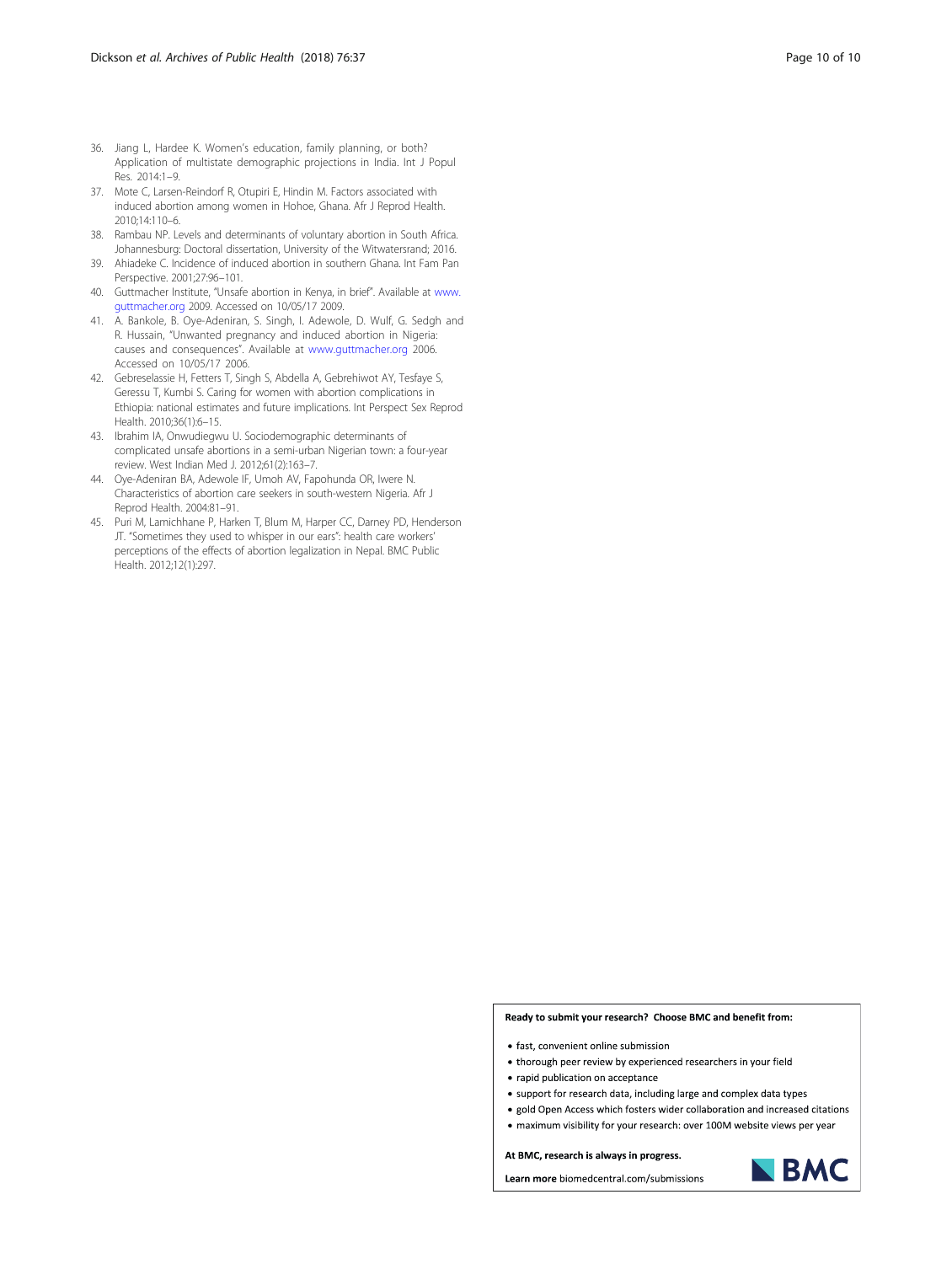36. Jiang L, Hardee K. Women's education, family planning, or both? Application of multistate demographic projections in India. Int J Popul Res. 2014:1–9.
37. Mote C, Larsen-Reindorf R, Otupiri E, Hindin M. Factors associated with induced abortion among women in Hohoe, Ghana. Afr J Reprod Health. 2010;14:110–6.
38. Rambau NP. Levels and determinants of voluntary abortion in South Africa. Johannesburg: Doctoral dissertation, University of the Witwatersrand; 2016.
39. Ahiadeke C. Incidence of induced abortion in southern Ghana. Int Fam Pan Perspective. 2001;27:96–101.
40. Guttmacher Institute, "Unsafe abortion in Kenya, in brief". Available at www.guttmacher.org 2009. Accessed on 10/05/17 2009.
41. A. Bankole, B. Oye-Adeniran, S. Singh, I. Adewole, D. Wulf, G. Sedgh and R. Hussain, "Unwanted pregnancy and induced abortion in Nigeria: causes and consequences". Available at www.guttmacher.org 2006. Accessed on 10/05/17 2006.
42. Gebreselassie H, Fetters T, Singh S, Abdella A, Gebrehiwot AY, Tesfaye S, Geressu T, Kumbi S. Caring for women with abortion complications in Ethiopia: national estimates and future implications. Int Perspect Sex Reprod Health. 2010;36(1):6–15.
43. Ibrahim IA, Onwudiegwu U. Sociodemographic determinants of complicated unsafe abortions in a semi-urban Nigerian town: a four-year review. West Indian Med J. 2012;61(2):163–7.
44. Oye-Adeniran BA, Adewole IF, Umoh AV, Fapohunda OR, Iwere N. Characteristics of abortion care seekers in south-western Nigeria. Afr J Reprod Health. 2004:81–91.
45. Puri M, Lamichhane P, Harken T, Blum M, Harper CC, Darney PD, Henderson JT. "Sometimes they used to whisper in our ears": health care workers' perceptions of the effects of abortion legalization in Nepal. BMC Public Health. 2012;12(1):297.

**Ready to submit your research? Choose BMC and benefit from:**

- fast, convenient online submission
- thorough peer review by experienced researchers in your field
- rapid publication on acceptance
- support for research data, including large and complex data types
- gold Open Access which fosters wider collaboration and increased citations
- maximum visibility for your research: over 100M website views per year

**At BMC, research is always in progress.**

**Learn more** biomedcentral.com/submissions

BMC